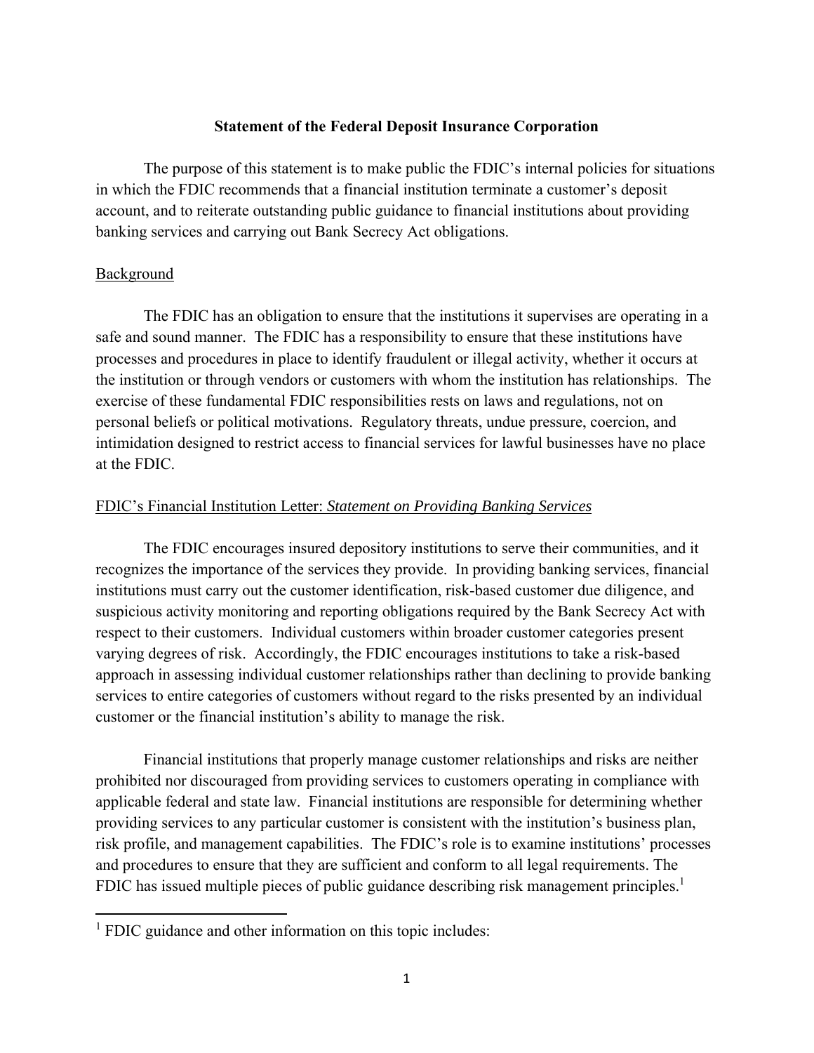**Statement of the Federal Deposit Insurance Corporation**

The purpose of this statement is to make public the FDIC's internal policies for situations in which the FDIC recommends that a financial institution terminate a customer's deposit account, and to reiterate outstanding public guidance to financial institutions about providing banking services and carrying out Bank Secrecy Act obligations.

## Background

The FDIC has an obligation to ensure that the institutions it supervises are operating in a safe and sound manner. The FDIC has a responsibility to ensure that these institutions have processes and procedures in place to identify fraudulent or illegal activity, whether it occurs at the institution or through vendors or customers with whom the institution has relationships. The exercise of these fundamental FDIC responsibilities rests on laws and regulations, not on personal beliefs or political motivations. Regulatory threats, undue pressure, coercion, and intimidation designed to restrict access to financial services for lawful businesses have no place at the FDIC.

## FDIC's Financial Institution Letter: *Statement on Providing Banking Services*

The FDIC encourages insured depository institutions to serve their communities, and it recognizes the importance of the services they provide. In providing banking services, financial institutions must carry out the customer identification, risk-based customer due diligence, and suspicious activity monitoring and reporting obligations required by the Bank Secrecy Act with respect to their customers. Individual customers within broader customer categories present varying degrees of risk. Accordingly, the FDIC encourages institutions to take a risk-based approach in assessing individual customer relationships rather than declining to provide banking services to entire categories of customers without regard to the risks presented by an individual customer or the financial institution's ability to manage the risk.

Financial institutions that properly manage customer relationships and risks are neither prohibited nor discouraged from providing services to customers operating in compliance with applicable federal and state law. Financial institutions are responsible for determining whether providing services to any particular customer is consistent with the institution's business plan, risk profile, and management capabilities. The FDIC's role is to examine institutions' processes and procedures to ensure that they are sufficient and conform to all legal requirements. The FDIC has issued multiple pieces of public guidance describing risk management principles.[1]

---

[1] FDIC guidance and other information on this topic includes: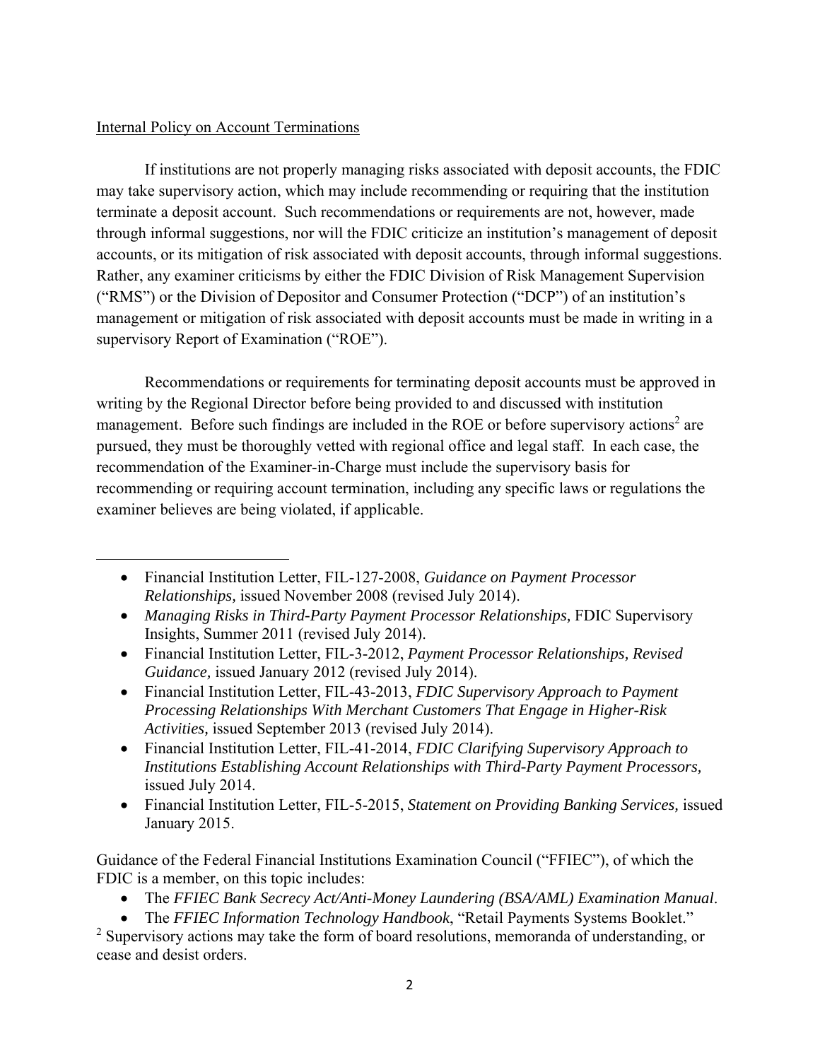Internal Policy on Account Terminations

If institutions are not properly managing risks associated with deposit accounts, the FDIC may take supervisory action, which may include recommending or requiring that the institution terminate a deposit account. Such recommendations or requirements are not, however, made through informal suggestions, nor will the FDIC criticize an institution's management of deposit accounts, or its mitigation of risk associated with deposit accounts, through informal suggestions. Rather, any examiner criticisms by either the FDIC Division of Risk Management Supervision ("RMS") or the Division of Depositor and Consumer Protection ("DCP") of an institution's management or mitigation of risk associated with deposit accounts must be made in writing in a supervisory Report of Examination ("ROE").

Recommendations or requirements for terminating deposit accounts must be approved in writing by the Regional Director before being provided to and discussed with institution management. Before such findings are included in the ROE or before supervisory actions[2] are pursued, they must be thoroughly vetted with regional office and legal staff. In each case, the recommendation of the Examiner-in-Charge must include the supervisory basis for recommending or requiring account termination, including any specific laws or regulations the examiner believes are being violated, if applicable.

---

- Financial Institution Letter, FIL-127-2008, *Guidance on Payment Processor Relationships,* issued November 2008 (revised July 2014).
- *Managing Risks in Third-Party Payment Processor Relationships,* FDIC Supervisory Insights, Summer 2011 (revised July 2014).
- Financial Institution Letter, FIL-3-2012, *Payment Processor Relationships, Revised Guidance,* issued January 2012 (revised July 2014).
- Financial Institution Letter, FIL-43-2013, *FDIC Supervisory Approach to Payment Processing Relationships With Merchant Customers That Engage in Higher-Risk Activities,* issued September 2013 (revised July 2014).
- Financial Institution Letter, FIL-41-2014, *FDIC Clarifying Supervisory Approach to Institutions Establishing Account Relationships with Third-Party Payment Processors,* issued July 2014.
- Financial Institution Letter, FIL-5-2015, *Statement on Providing Banking Services,* issued January 2015.

Guidance of the Federal Financial Institutions Examination Council ("FFIEC"), of which the FDIC is a member, on this topic includes:

- The *FFIEC Bank Secrecy Act/Anti-Money Laundering (BSA/AML) Examination Manual*.
- The *FFIEC Information Technology Handbook*, "Retail Payments Systems Booklet."

[2] Supervisory actions may take the form of board resolutions, memoranda of understanding, or cease and desist orders.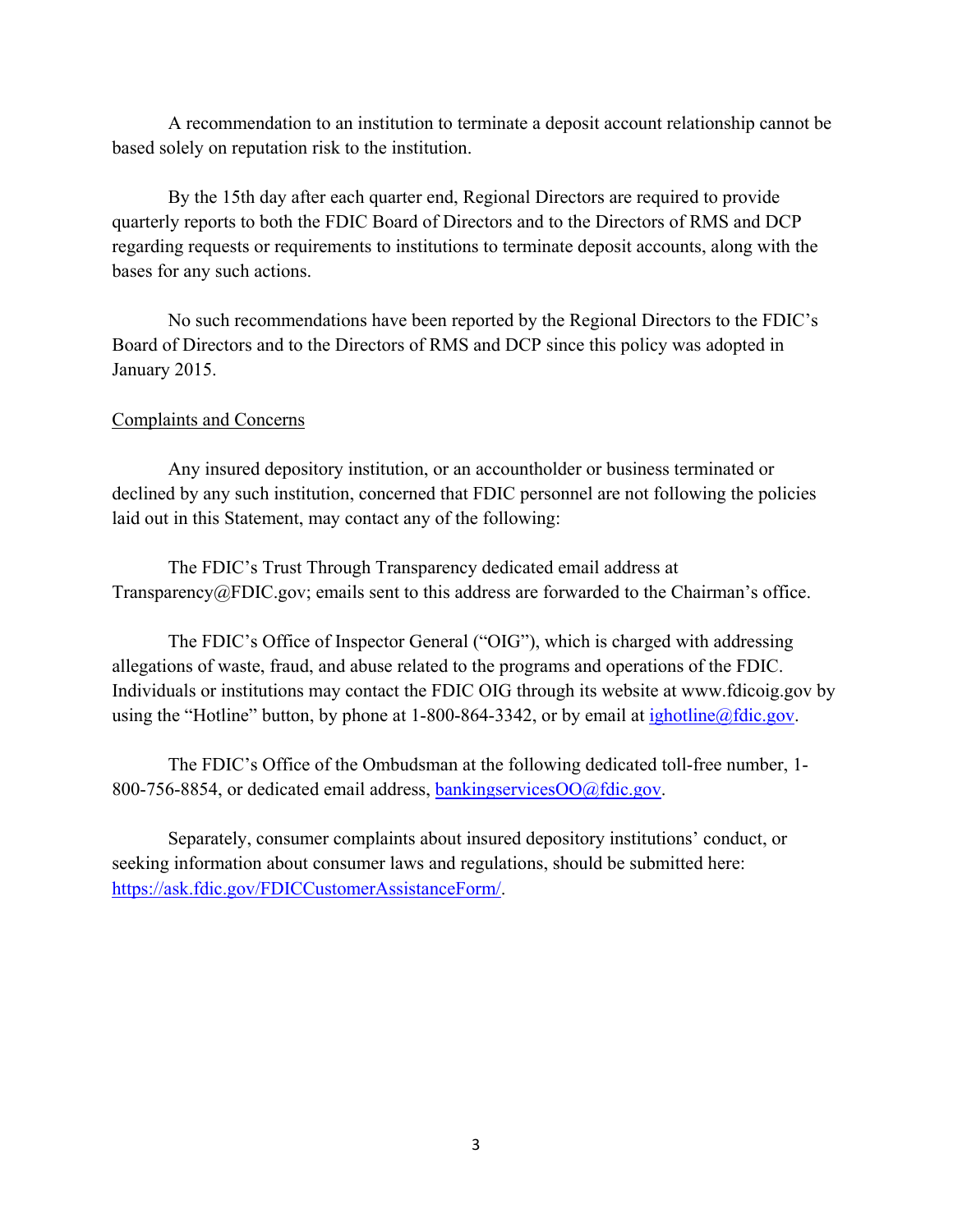A recommendation to an institution to terminate a deposit account relationship cannot be based solely on reputation risk to the institution.

By the 15th day after each quarter end, Regional Directors are required to provide quarterly reports to both the FDIC Board of Directors and to the Directors of RMS and DCP regarding requests or requirements to institutions to terminate deposit accounts, along with the bases for any such actions.

No such recommendations have been reported by the Regional Directors to the FDIC's Board of Directors and to the Directors of RMS and DCP since this policy was adopted in January 2015.

## Complaints and Concerns

Any insured depository institution, or an accountholder or business terminated or declined by any such institution, concerned that FDIC personnel are not following the policies laid out in this Statement, may contact any of the following:

The FDIC's Trust Through Transparency dedicated email address at Transparency@FDIC.gov; emails sent to this address are forwarded to the Chairman's office.

The FDIC's Office of Inspector General ("OIG"), which is charged with addressing allegations of waste, fraud, and abuse related to the programs and operations of the FDIC. Individuals or institutions may contact the FDIC OIG through its website at www.fdicoig.gov by using the "Hotline" button, by phone at 1-800-864-3342, or by email at ighotline@fdic.gov.

The FDIC's Office of the Ombudsman at the following dedicated toll-free number, 1-800-756-8854, or dedicated email address, bankingservicesOO@fdic.gov.

Separately, consumer complaints about insured depository institutions' conduct, or seeking information about consumer laws and regulations, should be submitted here: https://ask.fdic.gov/FDICCustomerAssistanceForm/.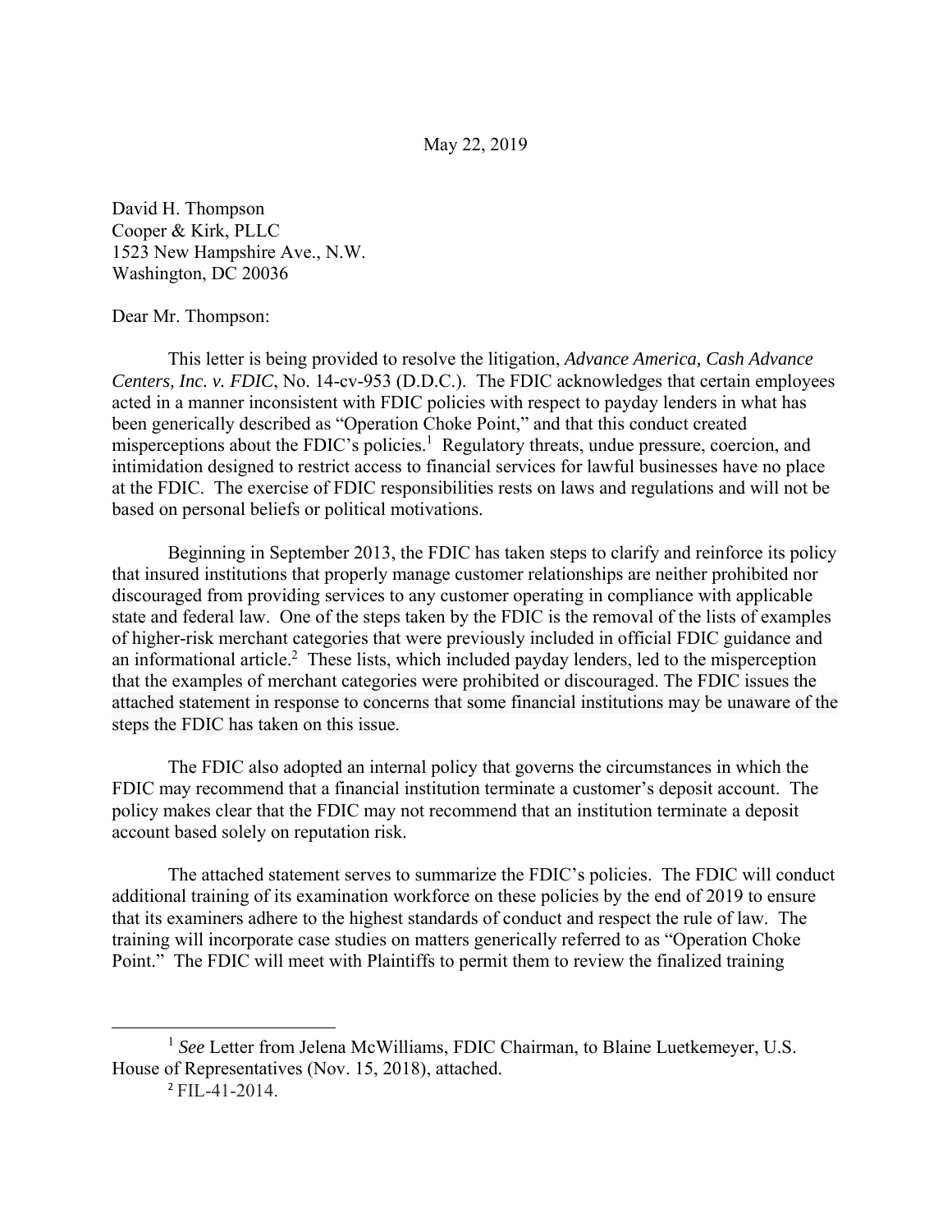May 22, 2019

David H. Thompson
Cooper & Kirk, PLLC
1523 New Hampshire Ave., N.W.
Washington, DC 20036

Dear Mr. Thompson:

This letter is being provided to resolve the litigation, *Advance America, Cash Advance Centers, Inc. v. FDIC*, No. 14-cv-953 (D.D.C.). The FDIC acknowledges that certain employees acted in a manner inconsistent with FDIC policies with respect to payday lenders in what has been generically described as "Operation Choke Point," and that this conduct created misperceptions about the FDIC's policies.[1] Regulatory threats, undue pressure, coercion, and intimidation designed to restrict access to financial services for lawful businesses have no place at the FDIC. The exercise of FDIC responsibilities rests on laws and regulations and will not be based on personal beliefs or political motivations.

Beginning in September 2013, the FDIC has taken steps to clarify and reinforce its policy that insured institutions that properly manage customer relationships are neither prohibited nor discouraged from providing services to any customer operating in compliance with applicable state and federal law. One of the steps taken by the FDIC is the removal of the lists of examples of higher-risk merchant categories that were previously included in official FDIC guidance and an informational article.[2] These lists, which included payday lenders, led to the misperception that the examples of merchant categories were prohibited or discouraged. The FDIC issues the attached statement in response to concerns that some financial institutions may be unaware of the steps the FDIC has taken on this issue.

The FDIC also adopted an internal policy that governs the circumstances in which the FDIC may recommend that a financial institution terminate a customer's deposit account. The policy makes clear that the FDIC may not recommend that an institution terminate a deposit account based solely on reputation risk.

The attached statement serves to summarize the FDIC's policies. The FDIC will conduct additional training of its examination workforce on these policies by the end of 2019 to ensure that its examiners adhere to the highest standards of conduct and respect the rule of law. The training will incorporate case studies on matters generically referred to as "Operation Choke Point." The FDIC will meet with Plaintiffs to permit them to review the finalized training

---

[1] *See* Letter from Jelena McWilliams, FDIC Chairman, to Blaine Luetkemeyer, U.S. House of Representatives (Nov. 15, 2018), attached.

[2] FIL-41-2014.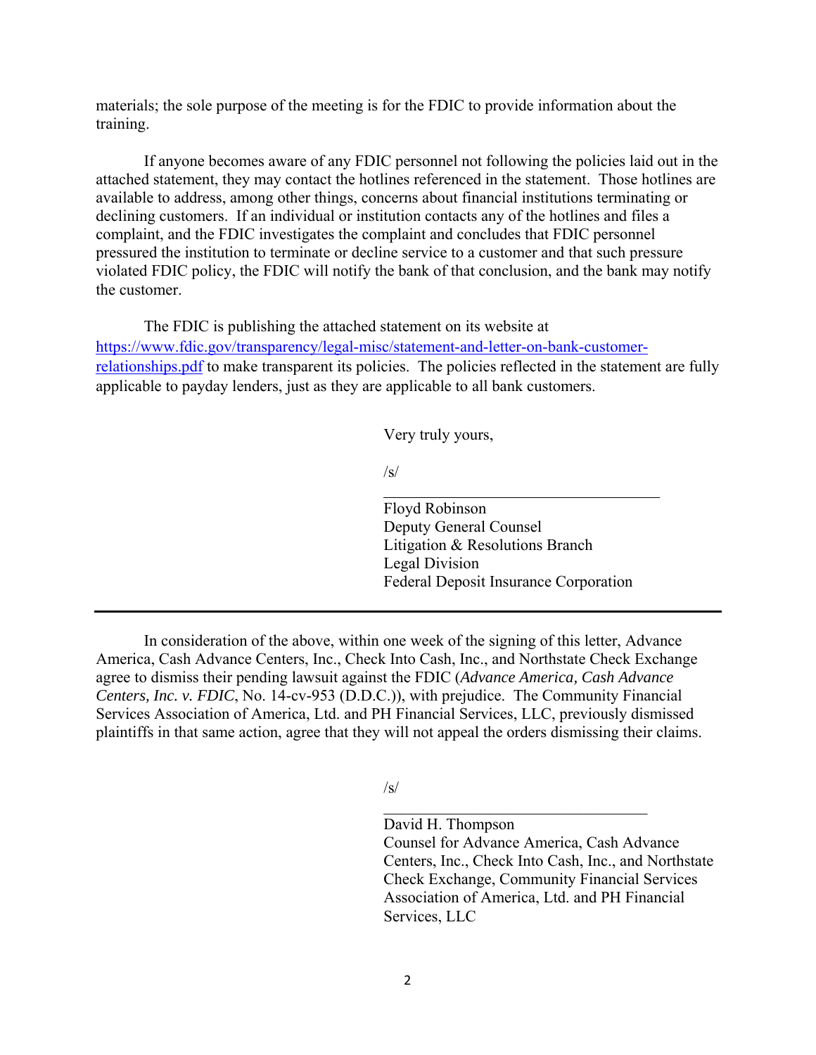materials; the sole purpose of the meeting is for the FDIC to provide information about the training.

If anyone becomes aware of any FDIC personnel not following the policies laid out in the attached statement, they may contact the hotlines referenced in the statement. Those hotlines are available to address, among other things, concerns about financial institutions terminating or declining customers. If an individual or institution contacts any of the hotlines and files a complaint, and the FDIC investigates the complaint and concludes that FDIC personnel pressured the institution to terminate or decline service to a customer and that such pressure violated FDIC policy, the FDIC will notify the bank of that conclusion, and the bank may notify the customer.

The FDIC is publishing the attached statement on its website at https://www.fdic.gov/transparency/legal-misc/statement-and-letter-on-bank-customer-relationships.pdf to make transparent its policies. The policies reflected in the statement are fully applicable to payday lenders, just as they are applicable to all bank customers.

Very truly yours,

/s/

Floyd Robinson
Deputy General Counsel
Litigation & Resolutions Branch
Legal Division
Federal Deposit Insurance Corporation

---

In consideration of the above, within one week of the signing of this letter, Advance America, Cash Advance Centers, Inc., Check Into Cash, Inc., and Northstate Check Exchange agree to dismiss their pending lawsuit against the FDIC (*Advance America, Cash Advance Centers, Inc. v. FDIC*, No. 14-cv-953 (D.D.C.)), with prejudice. The Community Financial Services Association of America, Ltd. and PH Financial Services, LLC, previously dismissed plaintiffs in that same action, agree that they will not appeal the orders dismissing their claims.

/s/

David H. Thompson
Counsel for Advance America, Cash Advance Centers, Inc., Check Into Cash, Inc., and Northstate Check Exchange, Community Financial Services Association of America, Ltd. and PH Financial Services, LLC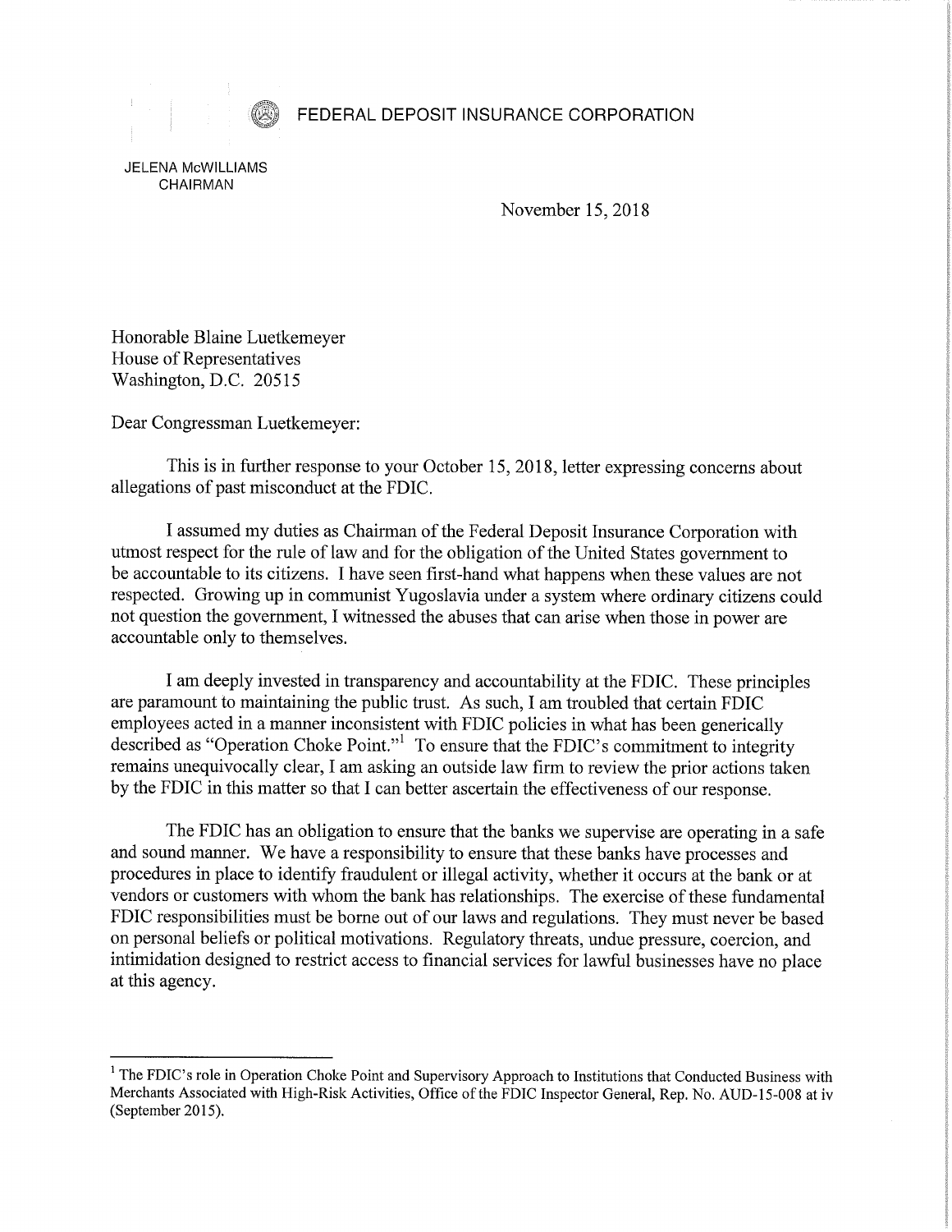FEDERAL DEPOSIT INSURANCE CORPORATION

JELENA McWILLIAMS
CHAIRMAN

November 15, 2018

Honorable Blaine Luetkemeyer
House of Representatives
Washington, D.C. 20515

Dear Congressman Luetkemeyer:

This is in further response to your October 15, 2018, letter expressing concerns about allegations of past misconduct at the FDIC.

I assumed my duties as Chairman of the Federal Deposit Insurance Corporation with utmost respect for the rule of law and for the obligation of the United States government to be accountable to its citizens. I have seen first-hand what happens when these values are not respected. Growing up in communist Yugoslavia under a system where ordinary citizens could not question the government, I witnessed the abuses that can arise when those in power are accountable only to themselves.

I am deeply invested in transparency and accountability at the FDIC. These principles are paramount to maintaining the public trust. As such, I am troubled that certain FDIC employees acted in a manner inconsistent with FDIC policies in what has been generically described as "Operation Choke Point."[1] To ensure that the FDIC's commitment to integrity remains unequivocally clear, I am asking an outside law firm to review the prior actions taken by the FDIC in this matter so that I can better ascertain the effectiveness of our response.

The FDIC has an obligation to ensure that the banks we supervise are operating in a safe and sound manner. We have a responsibility to ensure that these banks have processes and procedures in place to identify fraudulent or illegal activity, whether it occurs at the bank or at vendors or customers with whom the bank has relationships. The exercise of these fundamental FDIC responsibilities must be borne out of our laws and regulations. They must never be based on personal beliefs or political motivations. Regulatory threats, undue pressure, coercion, and intimidation designed to restrict access to financial services for lawful businesses have no place at this agency.

---

[1] The FDIC's role in Operation Choke Point and Supervisory Approach to Institutions that Conducted Business with Merchants Associated with High-Risk Activities, Office of the FDIC Inspector General, Rep. No. AUD-15-008 at iv (September 2015).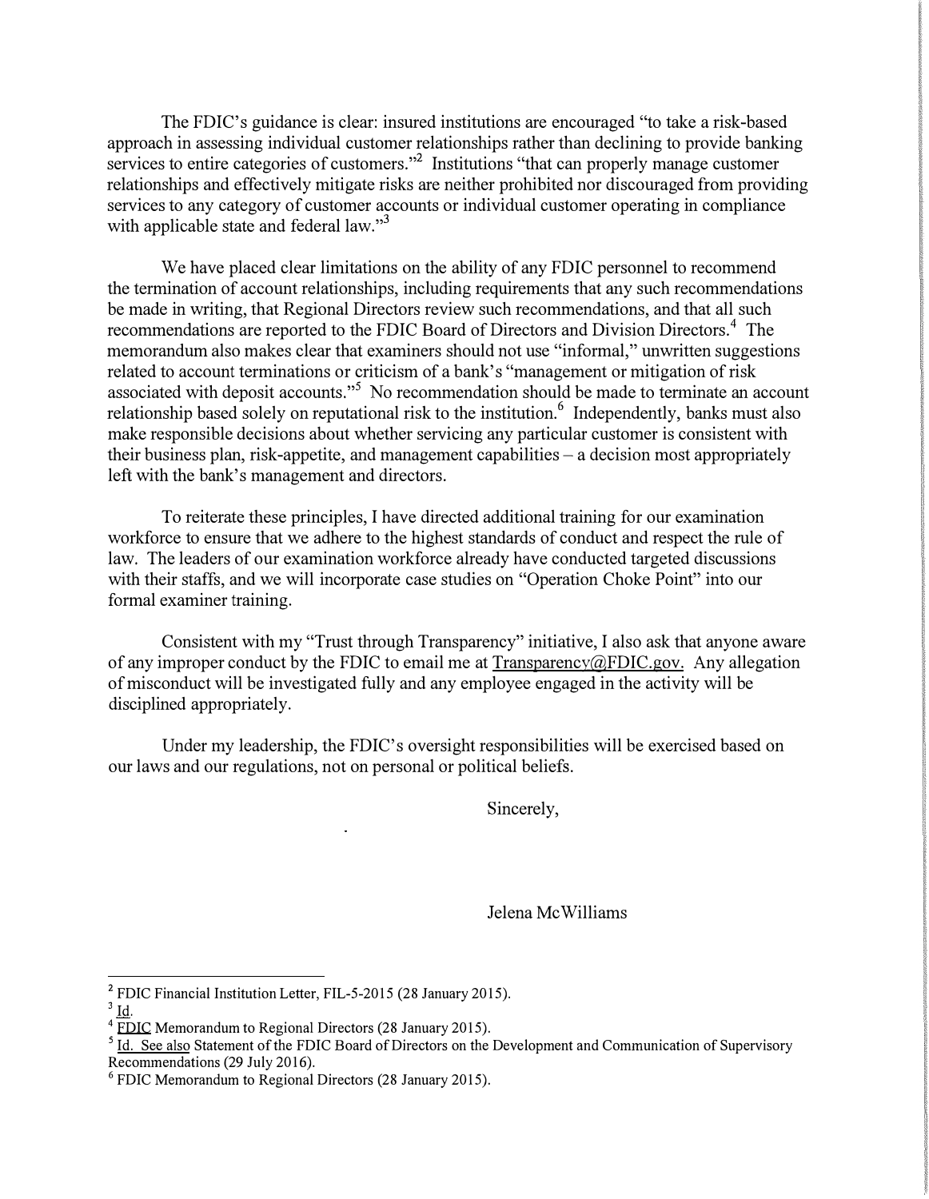The FDIC's guidance is clear: insured institutions are encouraged "to take a risk-based approach in assessing individual customer relationships rather than declining to provide banking services to entire categories of customers."[2] Institutions "that can properly manage customer relationships and effectively mitigate risks are neither prohibited nor discouraged from providing services to any category of customer accounts or individual customer operating in compliance with applicable state and federal law."[3]

We have placed clear limitations on the ability of any FDIC personnel to recommend the termination of account relationships, including requirements that any such recommendations be made in writing, that Regional Directors review such recommendations, and that all such recommendations are reported to the FDIC Board of Directors and Division Directors.[4] The memorandum also makes clear that examiners should not use "informal," unwritten suggestions related to account terminations or criticism of a bank's "management or mitigation of risk associated with deposit accounts."[5] No recommendation should be made to terminate an account relationship based solely on reputational risk to the institution.[6] Independently, banks must also make responsible decisions about whether servicing any particular customer is consistent with their business plan, risk-appetite, and management capabilities – a decision most appropriately left with the bank's management and directors.

To reiterate these principles, I have directed additional training for our examination workforce to ensure that we adhere to the highest standards of conduct and respect the rule of law. The leaders of our examination workforce already have conducted targeted discussions with their staffs, and we will incorporate case studies on "Operation Choke Point" into our formal examiner training.

Consistent with my "Trust through Transparency" initiative, I also ask that anyone aware of any improper conduct by the FDIC to email me at Transparency@FDIC.gov. Any allegation of misconduct will be investigated fully and any employee engaged in the activity will be disciplined appropriately.

Under my leadership, the FDIC's oversight responsibilities will be exercised based on our laws and our regulations, not on personal or political beliefs.

Sincerely,

Jelena McWilliams

---

[2] FDIC Financial Institution Letter, FIL-5-2015 (28 January 2015).

[3] Id.

[4] FDIC Memorandum to Regional Directors (28 January 2015).

[5] Id. See also Statement of the FDIC Board of Directors on the Development and Communication of Supervisory Recommendations (29 July 2016).

[6] FDIC Memorandum to Regional Directors (28 January 2015).